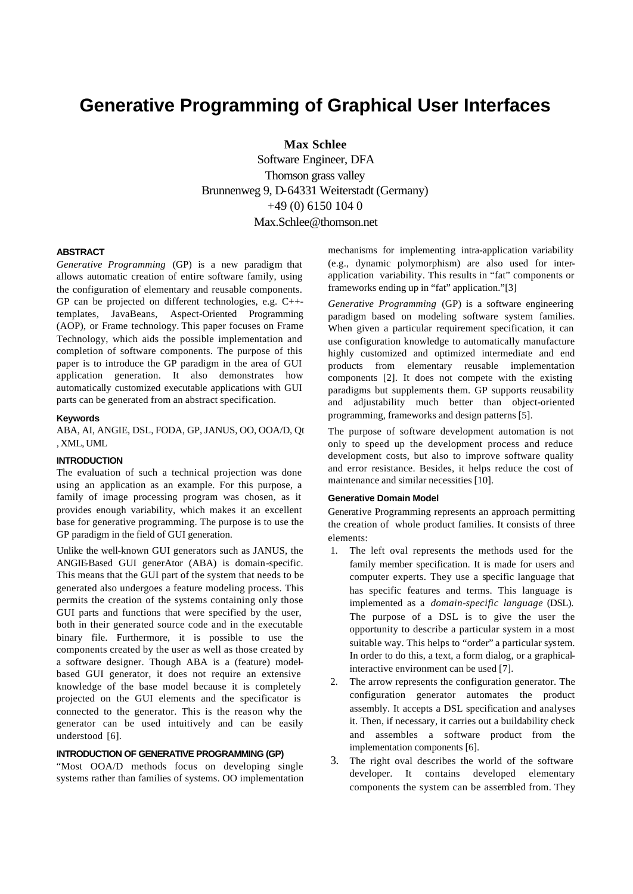# Generative Programming of Graphical User Interfaces

**Max Schlee**

Software Engineer, DFA
Thomson grass valley
Brunnenweg 9, D-64331 Weiterstadt (Germany)
+49 (0) 6150 104 0
Max.Schlee@thomson.net

### ABSTRACT

*Generative Programming* (GP) is a new paradigm that allows automatic creation of entire software family, using the configuration of elementary and reusable components. GP can be projected on different technologies, e.g. C++-templates, JavaBeans, Aspect-Oriented Programming (AOP), or Frame technology. This paper focuses on Frame Technology, which aids the possible implementation and completion of software components. The purpose of this paper is to introduce the GP paradigm in the area of GUI application generation. It also demonstrates how automatically customized executable applications with GUI parts can be generated from an abstract specification.

#### Keywords

ABA, AI, ANGIE, DSL, FODA, GP, JANUS, OO, OOA/D, Qt , XML, UML

### INTRODUCTION

The evaluation of such a technical projection was done using an application as an example. For this purpose, a family of image processing program was chosen, as it provides enough variability, which makes it an excellent base for generative programming. The purpose is to use the GP paradigm in the field of GUI generation.

Unlike the well-known GUI generators such as JANUS, the ANGIE-Based GUI generAtor (ABA) is domain-specific. This means that the GUI part of the system that needs to be generated also undergoes a feature modeling process. This permits the creation of the systems containing only those GUI parts and functions that were specified by the user, both in their generated source code and in the executable binary file. Furthermore, it is possible to use the components created by the user as well as those created by a software designer. Though ABA is a (feature) model-based GUI generator, it does not require an extensive knowledge of the base model because it is completely projected on the GUI elements and the specificator is connected to the generator. This is the reason why the generator can be used intuitively and can be easily understood [6].

### INTRODUCTION OF GENERATIVE PROGRAMMING (GP)

"Most OOA/D methods focus on developing single systems rather than families of systems. OO implementation mechanisms for implementing intra-application variability (e.g., dynamic polymorphism) are also used for inter-application variability. This results in "fat" components or frameworks ending up in "fat" application."[3]

*Generative Programming* (GP) is a software engineering paradigm based on modeling software system families. When given a particular requirement specification, it can use configuration knowledge to automatically manufacture highly customized and optimized intermediate and end products from elementary reusable implementation components [2]. It does not compete with the existing paradigms but supplements them. GP supports reusability and adjustability much better than object-oriented programming, frameworks and design patterns [5].

The purpose of software development automation is not only to speed up the development process and reduce development costs, but also to improve software quality and error resistance. Besides, it helps reduce the cost of maintenance and similar necessities [10].

#### Generative Domain Model

Generative Programming represents an approach permitting the creation of whole product families. It consists of three elements:

1. The left oval represents the methods used for the family member specification. It is made for users and computer experts. They use a specific language that has specific features and terms. This language is implemented as a *domain-specific language* (DSL). The purpose of a DSL is to give the user the opportunity to describe a particular system in a most suitable way. This helps to "order" a particular system. In order to do this, a text, a form dialog, or a graphical-interactive environment can be used [7].
2. The arrow represents the configuration generator. The configuration generator automates the product assembly. It accepts a DSL specification and analyses it. Then, if necessary, it carries out a buildability check and assembles a software product from the implementation components [6].
3. The right oval describes the world of the software developer. It contains developed elementary components the system can be assembled from. They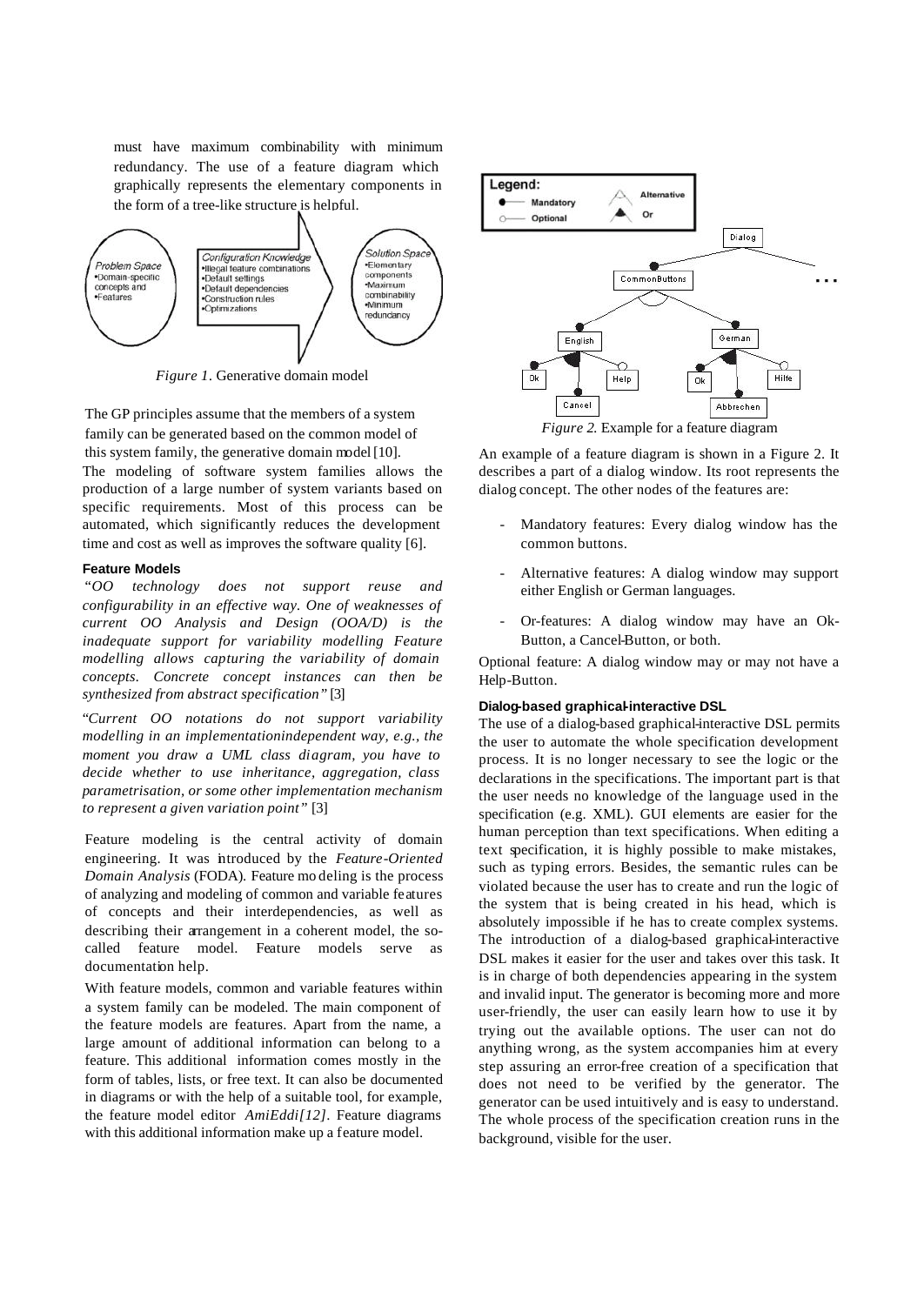must have maximum combinability with minimum redundancy. The use of a feature diagram which graphically represents the elementary components in the form of a tree-like structure is helpful.

*Figure 1.* Generative domain model

The GP principles assume that the members of a system family can be generated based on the common model of this system family, the generative domain model [10].

The modeling of software system families allows the production of a large number of system variants based on specific requirements. Most of this process can be automated, which significantly reduces the development time and cost as well as improves the software quality [6].

#### Feature Models

*"OO technology does not support reuse and configurability in an effective way. One of weaknesses of current OO Analysis and Design (OOA/D) is the inadequate support for variability modelling Feature modelling allows capturing the variability of domain concepts. Concrete concept instances can then be synthesized from abstract specification"* [3]

*"Current OO notations do not support variability modelling in an implementationindependent way, e.g., the moment you draw a UML class diagram, you have to decide whether to use inheritance, aggregation, class parametrisation, or some other implementation mechanism to represent a given variation point"* [3]

Feature modeling is the central activity of domain engineering. It was introduced by the *Feature-Oriented Domain Analysis* (FODA). Feature modeling is the process of analyzing and modeling of common and variable features of concepts and their interdependencies, as well as describing their arrangement in a coherent model, the so-called feature model. Feature models serve as documentation help.

With feature models, common and variable features within a system family can be modeled. The main component of the feature models are features. Apart from the name, a large amount of additional information can belong to a feature. This additional information comes mostly in the form of tables, lists, or free text. It can also be documented in diagrams or with the help of a suitable tool, for example, the feature model editor *AmiEddi[12]*. Feature diagrams with this additional information make up a feature model.

*Figure 2.* Example for a feature diagram

An example of a feature diagram is shown in a Figure 2. It describes a part of a dialog window. Its root represents the dialog concept. The other nodes of the features are:

- Mandatory features: Every dialog window has the common buttons.
- Alternative features: A dialog window may support either English or German languages.
- Or-features: A dialog window may have an Ok-Button, a Cancel-Button, or both.

Optional feature: A dialog window may or may not have a Help-Button.

#### Dialog-based graphical-interactive DSL

The use of a dialog-based graphical-interactive DSL permits the user to automate the whole specification development process. It is no longer necessary to see the logic or the declarations in the specifications. The important part is that the user needs no knowledge of the language used in the specification (e.g. XML). GUI elements are easier for the human perception than text specifications. When editing a text specification, it is highly possible to make mistakes, such as typing errors. Besides, the semantic rules can be violated because the user has to create and run the logic of the system that is being created in his head, which is absolutely impossible if he has to create complex systems. The introduction of a dialog-based graphical-interactive DSL makes it easier for the user and takes over this task. It is in charge of both dependencies appearing in the system and invalid input. The generator is becoming more and more user-friendly, the user can easily learn how to use it by trying out the available options. The user can not do anything wrong, as the system accompanies him at every step assuring an error-free creation of a specification that does not need to be verified by the generator. The generator can be used intuitively and is easy to understand. The whole process of the specification creation runs in the background, visible for the user.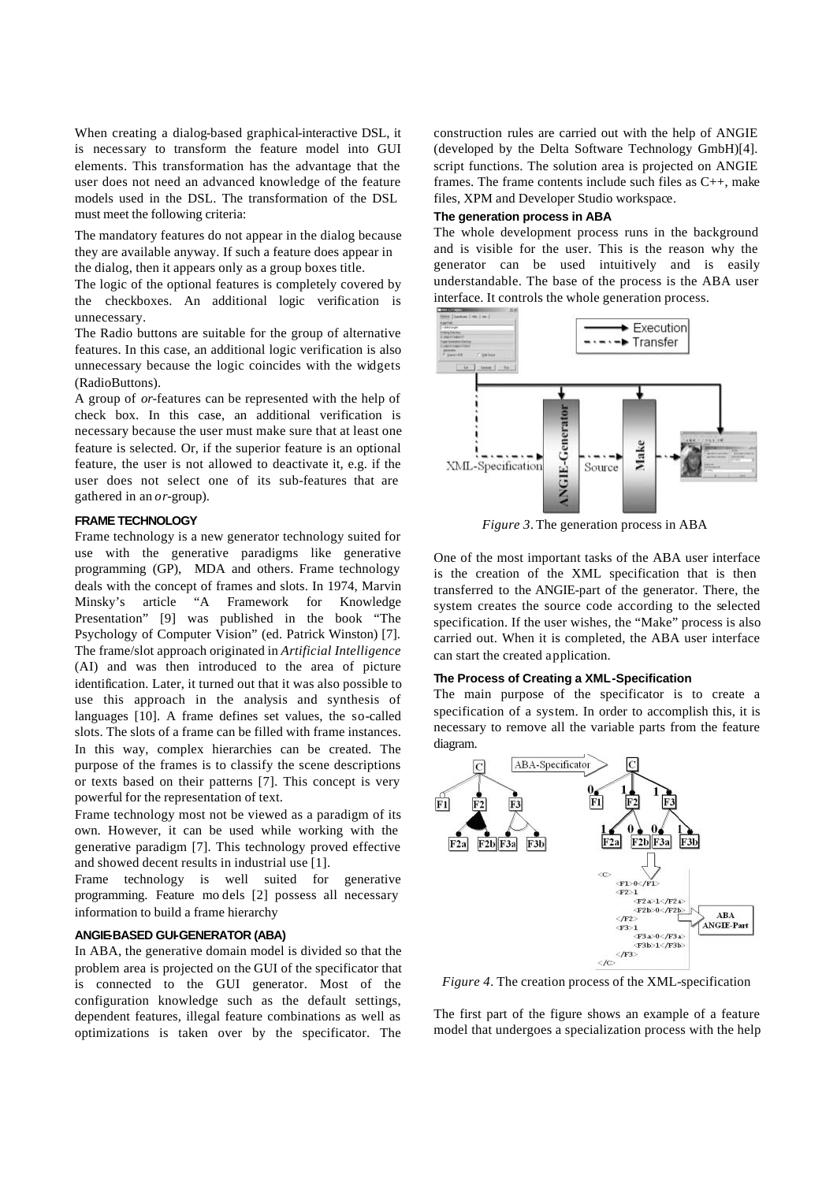When creating a dialog-based graphical-interactive DSL, it is necessary to transform the feature model into GUI elements. This transformation has the advantage that the user does not need an advanced knowledge of the feature models used in the DSL. The transformation of the DSL must meet the following criteria:

The mandatory features do not appear in the dialog because they are available anyway. If such a feature does appear in the dialog, then it appears only as a group boxes title.

The logic of the optional features is completely covered by the checkboxes. An additional logic verification is unnecessary.

The Radio buttons are suitable for the group of alternative features. In this case, an additional logic verification is also unnecessary because the logic coincides with the widgets (RadioButtons).

A group of *or*-features can be represented with the help of check box. In this case, an additional verification is necessary because the user must make sure that at least one feature is selected. Or, if the superior feature is an optional feature, the user is not allowed to deactivate it, e.g. if the user does not select one of its sub-features that are gathered in an *or*-group).

#### FRAME TECHNOLOGY

Frame technology is a new generator technology suited for use with the generative paradigms like generative programming (GP), MDA and others. Frame technology deals with the concept of frames and slots. In 1974, Marvin Minsky's article "A Framework for Knowledge Presentation" [9] was published in the book "The Psychology of Computer Vision" (ed. Patrick Winston) [7]. The frame/slot approach originated in *Artificial Intelligence* (AI) and was then introduced to the area of picture identification. Later, it turned out that it was also possible to use this approach in the analysis and synthesis of languages [10]. A frame defines set values, the so-called slots. The slots of a frame can be filled with frame instances. In this way, complex hierarchies can be created. The purpose of the frames is to classify the scene descriptions or texts based on their patterns [7]. This concept is very powerful for the representation of text.

Frame technology most not be viewed as a paradigm of its own. However, it can be used while working with the generative paradigm [7]. This technology proved effective and showed decent results in industrial use [1].

Frame technology is well suited for generative programming. Feature mo dels [2] possess all necessary information to build a frame hierarchy

#### ANGIE-BASED GUI-GENERATOR (ABA)

In ABA, the generative domain model is divided so that the problem area is projected on the GUI of the specificator that is connected to the GUI generator. Most of the configuration knowledge such as the default settings, dependent features, illegal feature combinations as well as optimizations is taken over by the specificator. The construction rules are carried out with the help of ANGIE (developed by the Delta Software Technology GmbH)[4]. script functions. The solution area is projected on ANGIE frames. The frame contents include such files as C++, make files, XPM and Developer Studio workspace.

#### The generation process in ABA

The whole development process runs in the background and is visible for the user. This is the reason why the generator can be used intuitively and is easily understandable. The base of the process is the ABA user interface. It controls the whole generation process.

*Figure 3*. The generation process in ABA

One of the most important tasks of the ABA user interface is the creation of the XML specification that is then transferred to the ANGIE-part of the generator. There, the system creates the source code according to the selected specification. If the user wishes, the "Make" process is also carried out. When it is completed, the ABA user interface can start the created application.

#### The Process of Creating a XML-Specification

The main purpose of the specificator is to create a specification of a system. In order to accomplish this, it is necessary to remove all the variable parts from the feature diagram.

*Figure 4*. The creation process of the XML-specification

The first part of the figure shows an example of a feature model that undergoes a specialization process with the help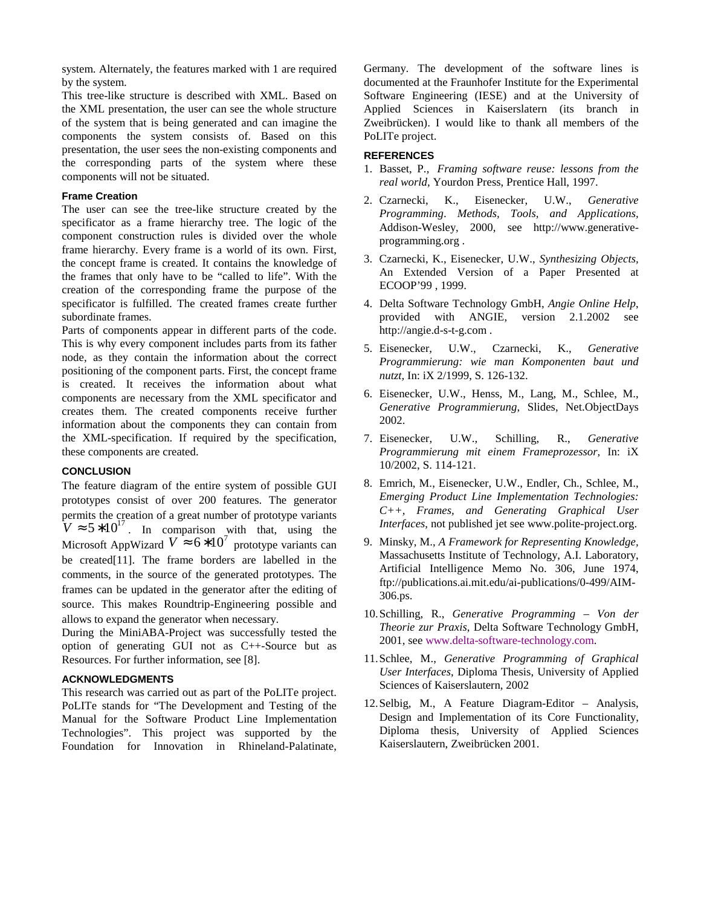system. Alternately, the features marked with 1 are required by the system.

This tree-like structure is described with XML. Based on the XML presentation, the user can see the whole structure of the system that is being generated and can imagine the components the system consists of. Based on this presentation, the user sees the non-existing components and the corresponding parts of the system where these components will not be situated.

### Frame Creation

The user can see the tree-like structure created by the specificator as a frame hierarchy tree. The logic of the component construction rules is divided over the whole frame hierarchy. Every frame is a world of its own. First, the concept frame is created. It contains the knowledge of the frames that only have to be "called to life". With the creation of the corresponding frame the purpose of the specificator is fulfilled. The created frames create further subordinate frames.

Parts of components appear in different parts of the code. This is why every component includes parts from its father node, as they contain the information about the correct positioning of the component parts. First, the concept frame is created. It receives the information about what components are necessary from the XML specificator and creates them. The created components receive further information about the components they can contain from the XML-specification. If required by the specification, these components are created.

## CONCLUSION

The feature diagram of the entire system of possible GUI prototypes consist of over 200 features. The generator permits the creation of a great number of prototype variants $V \approx 5 * 10^{17}$. In comparison with that, using the Microsoft AppWizard $V \approx 6 * 10^{7}$ prototype variants can be created[11]. The frame borders are labelled in the comments, in the source of the generated prototypes. The frames can be updated in the generator after the editing of source. This makes Roundtrip-Engineering possible and allows to expand the generator when necessary.

During the MiniABA-Project was successfully tested the option of generating GUI not as C++-Source but as Resources. For further information, see [8].

## ACKNOWLEDGMENTS

This research was carried out as part of the PoLITe project. PoLITe stands for "The Development and Testing of the Manual for the Software Product Line Implementation Technologies". This project was supported by the Foundation for Innovation in Rhineland-Palatinate, Germany. The development of the software lines is documented at the Fraunhofer Institute for the Experimental Software Engineering (IESE) and at the University of Applied Sciences in Kaiserslatern (its branch in Zweibrücken). I would like to thank all members of the PoLITe project.

## REFERENCES

1. Basset, P., *Framing software reuse: lessons from the real world*, Yourdon Press, Prentice Hall, 1997.
2. Czarnecki, K., Eisenecker, U.W., *Generative Programming. Methods, Tools, and Applications,* Addison-Wesley, 2000, see http://www.generative-programming.org .
3. Czarnecki, K., Eisenecker, U.W., *Synthesizing Objects*, An Extended Version of a Paper Presented at ECOOP'99 , 1999.
4. Delta Software Technology GmbH, *Angie Online Help*, provided with ANGIE, version 2.1.2002 see http://angie.d-s-t-g.com .
5. Eisenecker, U.W., Czarnecki, K., *Generative Programmierung: wie man Komponenten baut und nutzt*, In: iX 2/1999, S. 126-132.
6. Eisenecker, U.W., Henss, M., Lang, M., Schlee, M., *Generative Programmierung*, Slides, Net.ObjectDays 2002.
7. Eisenecker, U.W., Schilling, R., *Generative Programmierung mit einem Frameprozessor*, In: iX 10/2002, S. 114-121.
8. Emrich, M., Eisenecker, U.W., Endler, Ch., Schlee, M., *Emerging Product Line Implementation Technologies: C++, Frames, and Generating Graphical User Interfaces*, not published jet see www.polite-project.org.
9. Minsky, M., *A Framework for Representing Knowledge*, Massachusetts Institute of Technology, A.I. Laboratory, Artificial Intelligence Memo No. 306, June 1974, ftp://publications.ai.mit.edu/ai-publications/0-499/AIM-306.ps.
10. Schilling, R., *Generative Programming – Von der Theorie zur Praxis*, Delta Software Technology GmbH, 2001, see www.delta-software-technology.com.
11. Schlee, M., *Generative Programming of Graphical User Interfaces*, Diploma Thesis, University of Applied Sciences of Kaiserslautern, 2002
12. Selbig, M., A Feature Diagram-Editor – Analysis, Design and Implementation of its Core Functionality, Diploma thesis, University of Applied Sciences Kaiserslautern, Zweibrücken 2001.